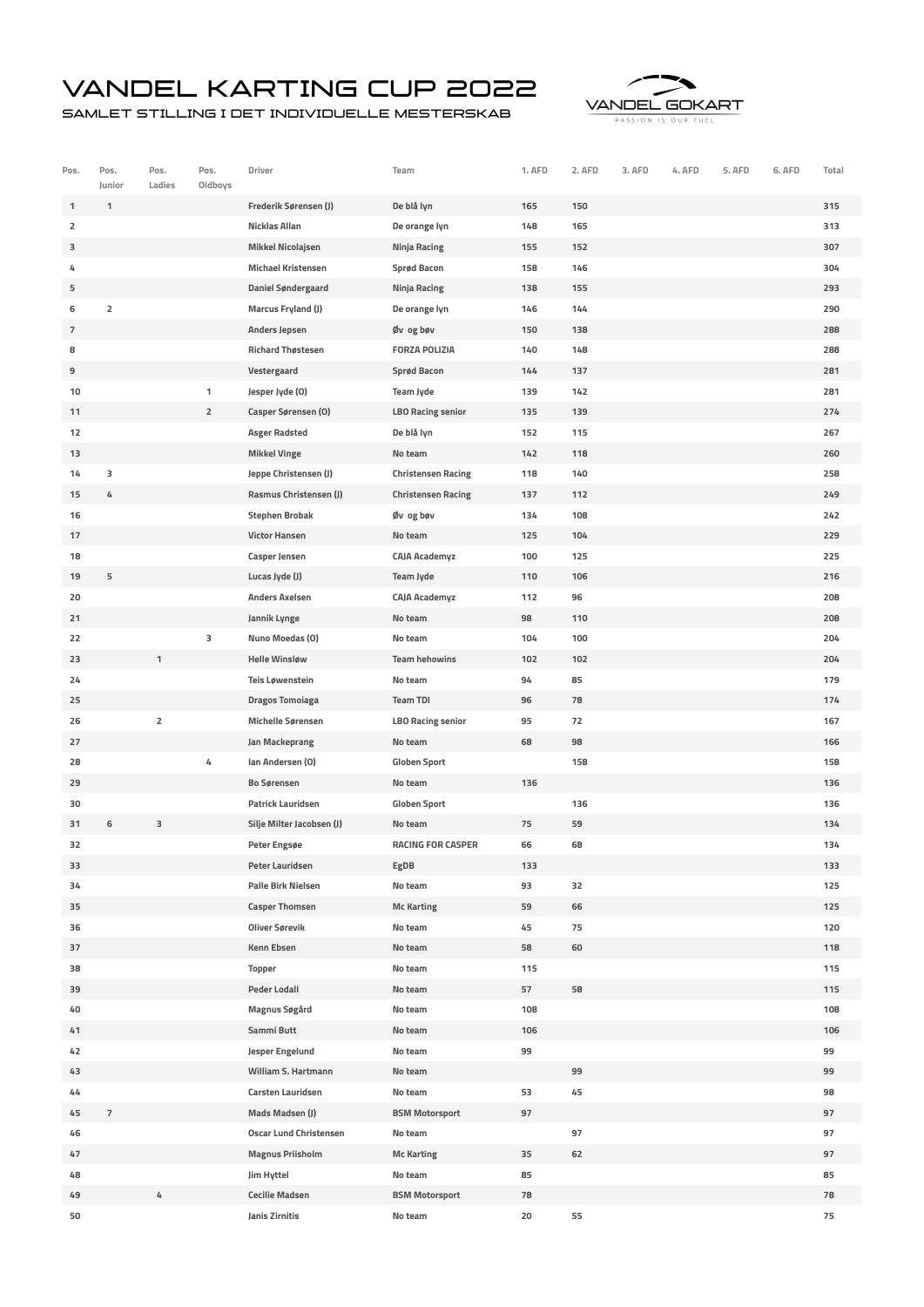# VANDEL KARTING CUP 2022

## SAMLET STILLING I DET INDIVIDUELLE MESTERSKAB

VANDEL GOKART
PASSION IS OUR FUEL

| Pos. | Pos. Junior | Pos. Ladies | Pos. Oldboys | Driver | Team | 1. AFD | 2. AFD | 3. AFD | 4. AFD | 5. AFD | 6. AFD | Total |
|---|---|---|---|---|---|---|---|---|---|---|---|---|
| 1 | 1 | | | Frederik Sørensen (J) | De blå lyn | 165 | 150 | | | | | 315 |
| 2 | | | | Nicklas Allan | De orange lyn | 148 | 165 | | | | | 313 |
| 3 | | | | Mikkel Nicolajsen | Ninja Racing | 155 | 152 | | | | | 307 |
| 4 | | | | Michael Kristensen | Sprød Bacon | 158 | 146 | | | | | 304 |
| 5 | | | | Daniel Søndergaard | Ninja Racing | 138 | 155 | | | | | 293 |
| 6 | 2 | | | Marcus Fryland (J) | De orange lyn | 146 | 144 | | | | | 290 |
| 7 | | | | Anders Jepsen | Øv og bøv | 150 | 138 | | | | | 288 |
| 8 | | | | Richard Thøstesen | FORZA POLIZIA | 140 | 148 | | | | | 288 |
| 9 | | | | Vestergaard | Sprød Bacon | 144 | 137 | | | | | 281 |
| 10 | | | 1 | Jesper Jyde (O) | Team Jyde | 139 | 142 | | | | | 281 |
| 11 | | | 2 | Casper Sørensen (O) | LBO Racing senior | 135 | 139 | | | | | 274 |
| 12 | | | | Asger Radsted | De blå lyn | 152 | 115 | | | | | 267 |
| 13 | | | | Mikkel Vinge | No team | 142 | 118 | | | | | 260 |
| 14 | 3 | | | Jeppe Christensen (J) | Christensen Racing | 118 | 140 | | | | | 258 |
| 15 | 4 | | | Rasmus Christensen (J) | Christensen Racing | 137 | 112 | | | | | 249 |
| 16 | | | | Stephen Brobak | Øv og bøv | 134 | 108 | | | | | 242 |
| 17 | | | | Victor Hansen | No team | 125 | 104 | | | | | 229 |
| 18 | | | | Casper Jensen | CAJA Academyz | 100 | 125 | | | | | 225 |
| 19 | 5 | | | Lucas Jyde (J) | Team Jyde | 110 | 106 | | | | | 216 |
| 20 | | | | Anders Axelsen | CAJA Academyz | 112 | 96 | | | | | 208 |
| 21 | | | | Jannik Lynge | No team | 98 | 110 | | | | | 208 |
| 22 | | | 3 | Nuno Moedas (O) | No team | 104 | 100 | | | | | 204 |
| 23 | | 1 | | Helle Winsløw | Team hehowins | 102 | 102 | | | | | 204 |
| 24 | | | | Teis Løwenstein | No team | 94 | 85 | | | | | 179 |
| 25 | | | | Dragos Tomoiaga | Team TDI | 96 | 78 | | | | | 174 |
| 26 | | 2 | | Michelle Sørensen | LBO Racing senior | 95 | 72 | | | | | 167 |
| 27 | | | | Jan Mackeprang | No team | 68 | 98 | | | | | 166 |
| 28 | | | 4 | Ian Andersen (O) | Globen Sport | | 158 | | | | | 158 |
| 29 | | | | Bo Sørensen | No team | 136 | | | | | | 136 |
| 30 | | | | Patrick Lauridsen | Globen Sport | | 136 | | | | | 136 |
| 31 | 6 | 3 | | Silje Milter Jacobsen (J) | No team | 75 | 59 | | | | | 134 |
| 32 | | | | Peter Engsøe | RACING FOR CASPER | 66 | 68 | | | | | 134 |
| 33 | | | | Peter Lauridsen | EgDB | 133 | | | | | | 133 |
| 34 | | | | Palle Birk Nielsen | No team | 93 | 32 | | | | | 125 |
| 35 | | | | Casper Thomsen | Mc Karting | 59 | 66 | | | | | 125 |
| 36 | | | | Oliver Sørevik | No team | 45 | 75 | | | | | 120 |
| 37 | | | | Kenn Ebsen | No team | 58 | 60 | | | | | 118 |
| 38 | | | | Topper | No team | 115 | | | | | | 115 |
| 39 | | | | Peder Lodall | No team | 57 | 58 | | | | | 115 |
| 40 | | | | Magnus Søgård | No team | 108 | | | | | | 108 |
| 41 | | | | Sammi Butt | No team | 106 | | | | | | 106 |
| 42 | | | | Jesper Engelund | No team | 99 | | | | | | 99 |
| 43 | | | | William S. Hartmann | No team | | 99 | | | | | 99 |
| 44 | | | | Carsten Lauridsen | No team | 53 | 45 | | | | | 98 |
| 45 | 7 | | | Mads Madsen (J) | BSM Motorsport | 97 | | | | | | 97 |
| 46 | | | | Oscar Lund Christensen | No team | | 97 | | | | | 97 |
| 47 | | | | Magnus Priisholm | Mc Karting | 35 | 62 | | | | | 97 |
| 48 | | | | Jim Hyttel | No team | 85 | | | | | | 85 |
| 49 | | 4 | | Cecilie Madsen | BSM Motorsport | 78 | | | | | | 78 |
| 50 | | | | Janis Zirnitis | No team | 20 | 55 | | | | | 75 |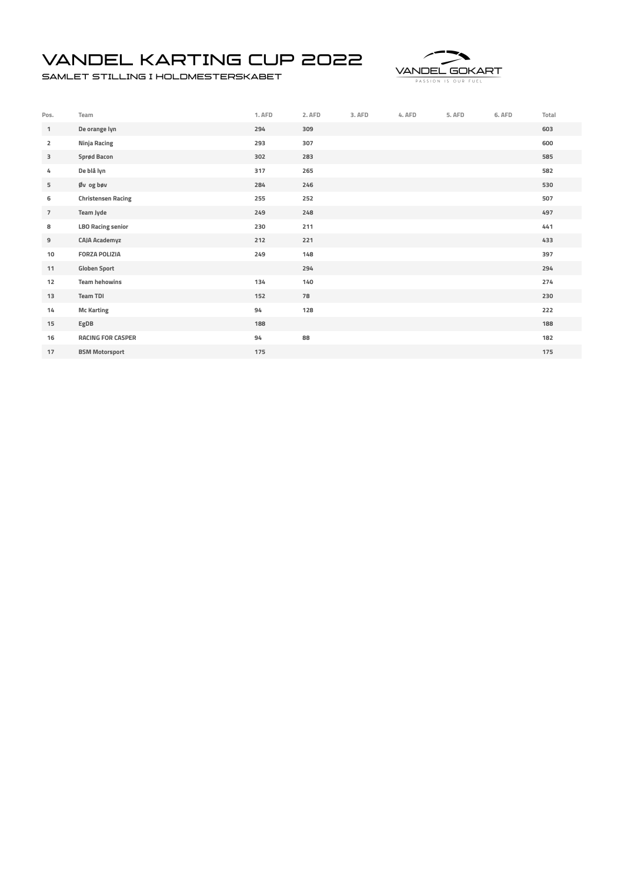# VANDEL KARTING CUP 2022

## SAMLET STILLING I HOLDMESTERSKABET

VANDEL GOKART
PASSION IS OUR FUEL

| Pos. | Team | 1. AFD | 2. AFD | 3. AFD | 4. AFD | 5. AFD | 6. AFD | Total |
|---|---|---|---|---|---|---|---|---|
| 1 | De orange lyn | 294 | 309 | | | | | 603 |
| 2 | Ninja Racing | 293 | 307 | | | | | 600 |
| 3 | Sprød Bacon | 302 | 283 | | | | | 585 |
| 4 | De blå lyn | 317 | 265 | | | | | 582 |
| 5 | Øv og bøv | 284 | 246 | | | | | 530 |
| 6 | Christensen Racing | 255 | 252 | | | | | 507 |
| 7 | Team Jyde | 249 | 248 | | | | | 497 |
| 8 | LBO Racing senior | 230 | 211 | | | | | 441 |
| 9 | CAJA Academyz | 212 | 221 | | | | | 433 |
| 10 | FORZA POLIZIA | 249 | 148 | | | | | 397 |
| 11 | Globen Sport | | 294 | | | | | 294 |
| 12 | Team hehowins | 134 | 140 | | | | | 274 |
| 13 | Team TDI | 152 | 78 | | | | | 230 |
| 14 | Mc Karting | 94 | 128 | | | | | 222 |
| 15 | EgDB | 188 | | | | | | 188 |
| 16 | RACING FOR CASPER | 94 | 88 | | | | | 182 |
| 17 | BSM Motorsport | 175 | | | | | | 175 |